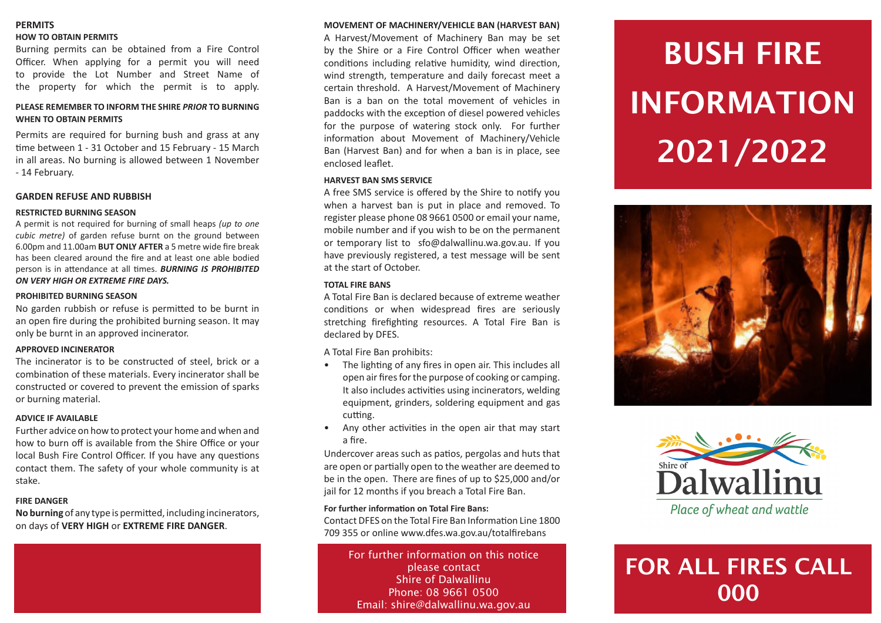## PERMITS

### HOW TO OBTAIN PERMITS

Burning permits can be obtained from a Fire Control Officer. When applying for a permit you will need to provide the Lot Number and Street Name of the property for which the permit is to apply.

**PLEASE REMEMBER TO INFORM THE SHIRE *PRIOR* TO BURNING WHEN TO OBTAIN PERMITS**

Permits are required for burning bush and grass at any time between 1 - 31 October and 15 February - 15 March in all areas. No burning is allowed between 1 November - 14 February.

## GARDEN REFUSE AND RUBBISH

### RESTRICTED BURNING SEASON

A permit is not required for burning of small heaps *(up to one cubic metre)* of garden refuse burnt on the ground between 6.00pm and 11.00am **BUT ONLY AFTER** a 5 metre wide fire break has been cleared around the fire and at least one able bodied person is in attendance at all times. ***BURNING IS PROHIBITED ON VERY HIGH OR EXTREME FIRE DAYS.***

### PROHIBITED BURNING SEASON

No garden rubbish or refuse is permitted to be burnt in an open fire during the prohibited burning season. It may only be burnt in an approved incinerator.

### APPROVED INCINERATOR

The incinerator is to be constructed of steel, brick or a combination of these materials. Every incinerator shall be constructed or covered to prevent the emission of sparks or burning material.

### ADVICE IF AVAILABLE

Further advice on how to protect your home and when and how to burn off is available from the Shire Office or your local Bush Fire Control Officer. If you have any questions contact them. The safety of your whole community is at stake.

### FIRE DANGER

**No burning** of any type is permitted, including incinerators, on days of **VERY HIGH** or **EXTREME FIRE DANGER**.

### MOVEMENT OF MACHINERY/VEHICLE BAN (HARVEST BAN)

A Harvest/Movement of Machinery Ban may be set by the Shire or a Fire Control Officer when weather conditions including relative humidity, wind direction, wind strength, temperature and daily forecast meet a certain threshold. A Harvest/Movement of Machinery Ban is a ban on the total movement of vehicles in paddocks with the exception of diesel powered vehicles for the purpose of watering stock only. For further information about Movement of Machinery/Vehicle Ban (Harvest Ban) and for when a ban is in place, see enclosed leaflet.

### HARVEST BAN SMS SERVICE

A free SMS service is offered by the Shire to notify you when a harvest ban is put in place and removed. To register please phone 08 9661 0500 or email your name, mobile number and if you wish to be on the permanent or temporary list to sfo@dalwallinu.wa.gov.au. If you have previously registered, a test message will be sent at the start of October.

### TOTAL FIRE BANS

A Total Fire Ban is declared because of extreme weather conditions or when widespread fires are seriously stretching firefighting resources. A Total Fire Ban is declared by DFES.

A Total Fire Ban prohibits:

- The lighting of any fires in open air. This includes all open air fires for the purpose of cooking or camping. It also includes activities using incinerators, welding equipment, grinders, soldering equipment and gas cutting.
- Any other activities in the open air that may start a fire.

Undercover areas such as patios, pergolas and huts that are open or partially open to the weather are deemed to be in the open. There are fines of up to $25,000 and/or jail for 12 months if you breach a Total Fire Ban.

**For further information on Total Fire Bans:**
Contact DFES on the Total Fire Ban Information Line 1800 709 355 or online www.dfes.wa.gov.au/totalfirebans

For further information on this notice please contact
Shire of Dalwallinu
Phone: 08 9661 0500
Email: shire@dalwallinu.wa.gov.au

# BUSH FIRE INFORMATION 2021/2022

Shire of Dalwallinu
*Place of wheat and wattle*

## FOR ALL FIRES CALL 000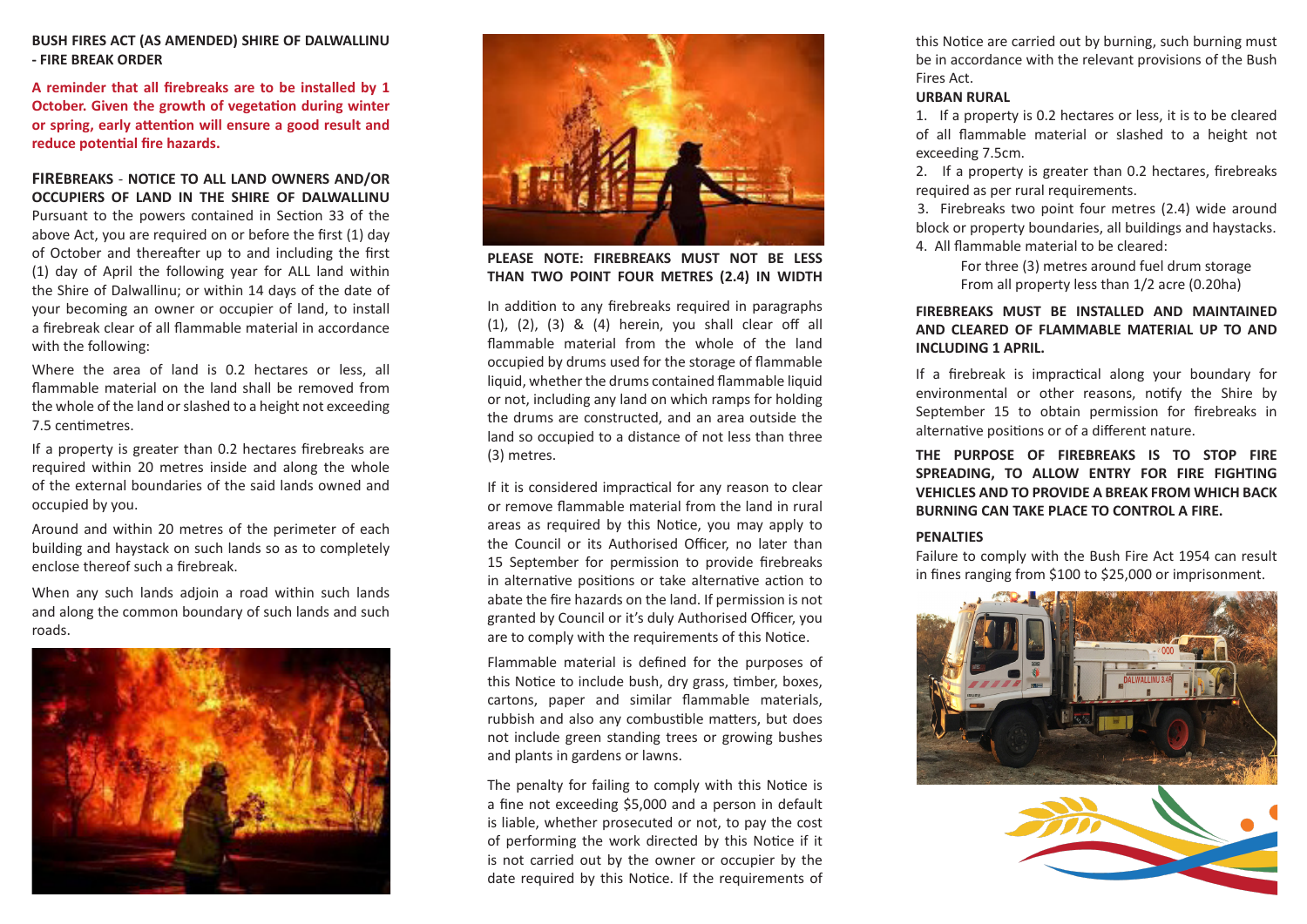**BUSH FIRES ACT (AS AMENDED) SHIRE OF DALWALLINU - FIRE BREAK ORDER**

**A reminder that all firebreaks are to be installed by 1 October. Given the growth of vegetation during winter or spring, early attention will ensure a good result and reduce potential fire hazards.**

**FIREBREAKS - NOTICE TO ALL LAND OWNERS AND/OR OCCUPIERS OF LAND IN THE SHIRE OF DALWALLINU**

Pursuant to the powers contained in Section 33 of the above Act, you are required on or before the first (1) day of October and thereafter up to and including the first (1) day of April the following year for ALL land within the Shire of Dalwallinu; or within 14 days of the date of your becoming an owner or occupier of land, to install a firebreak clear of all flammable material in accordance with the following:

Where the area of land is 0.2 hectares or less, all flammable material on the land shall be removed from the whole of the land or slashed to a height not exceeding 7.5 centimetres.

If a property is greater than 0.2 hectares firebreaks are required within 20 metres inside and along the whole of the external boundaries of the said lands owned and occupied by you.

Around and within 20 metres of the perimeter of each building and haystack on such lands so as to completely enclose thereof such a firebreak.

When any such lands adjoin a road within such lands and along the common boundary of such lands and such roads.

**PLEASE NOTE: FIREBREAKS MUST NOT BE LESS THAN TWO POINT FOUR METRES (2.4) IN WIDTH**

In addition to any firebreaks required in paragraphs (1), (2), (3) & (4) herein, you shall clear off all flammable material from the whole of the land occupied by drums used for the storage of flammable liquid, whether the drums contained flammable liquid or not, including any land on which ramps for holding the drums are constructed, and an area outside the land so occupied to a distance of not less than three (3) metres.

If it is considered impractical for any reason to clear or remove flammable material from the land in rural areas as required by this Notice, you may apply to the Council or its Authorised Officer, no later than 15 September for permission to provide firebreaks in alternative positions or take alternative action to abate the fire hazards on the land. If permission is not granted by Council or it's duly Authorised Officer, you are to comply with the requirements of this Notice.

Flammable material is defined for the purposes of this Notice to include bush, dry grass, timber, boxes, cartons, paper and similar flammable materials, rubbish and also any combustible matters, but does not include green standing trees or growing bushes and plants in gardens or lawns.

The penalty for failing to comply with this Notice is a fine not exceeding $5,000 and a person in default is liable, whether prosecuted or not, to pay the cost of performing the work directed by this Notice if it is not carried out by the owner or occupier by the date required by this Notice. If the requirements of this Notice are carried out by burning, such burning must be in accordance with the relevant provisions of the Bush Fires Act.

**URBAN RURAL**

1. If a property is 0.2 hectares or less, it is to be cleared of all flammable material or slashed to a height not exceeding 7.5cm.
2. If a property is greater than 0.2 hectares, firebreaks required as per rural requirements.
3. Firebreaks two point four metres (2.4) wide around block or property boundaries, all buildings and haystacks.
4. All flammable material to be cleared:

   For three (3) metres around fuel drum storage
   From all property less than 1/2 acre (0.20ha)

**FIREBREAKS MUST BE INSTALLED AND MAINTAINED AND CLEARED OF FLAMMABLE MATERIAL UP TO AND INCLUDING 1 APRIL.**

If a firebreak is impractical along your boundary for environmental or other reasons, notify the Shire by September 15 to obtain permission for firebreaks in alternative positions or of a different nature.

**THE PURPOSE OF FIREBREAKS IS TO STOP FIRE SPREADING, TO ALLOW ENTRY FOR FIRE FIGHTING VEHICLES AND TO PROVIDE A BREAK FROM WHICH BACK BURNING CAN TAKE PLACE TO CONTROL A FIRE.**

**PENALTIES**

Failure to comply with the Bush Fire Act 1954 can result in fines ranging from $100 to $25,000 or imprisonment.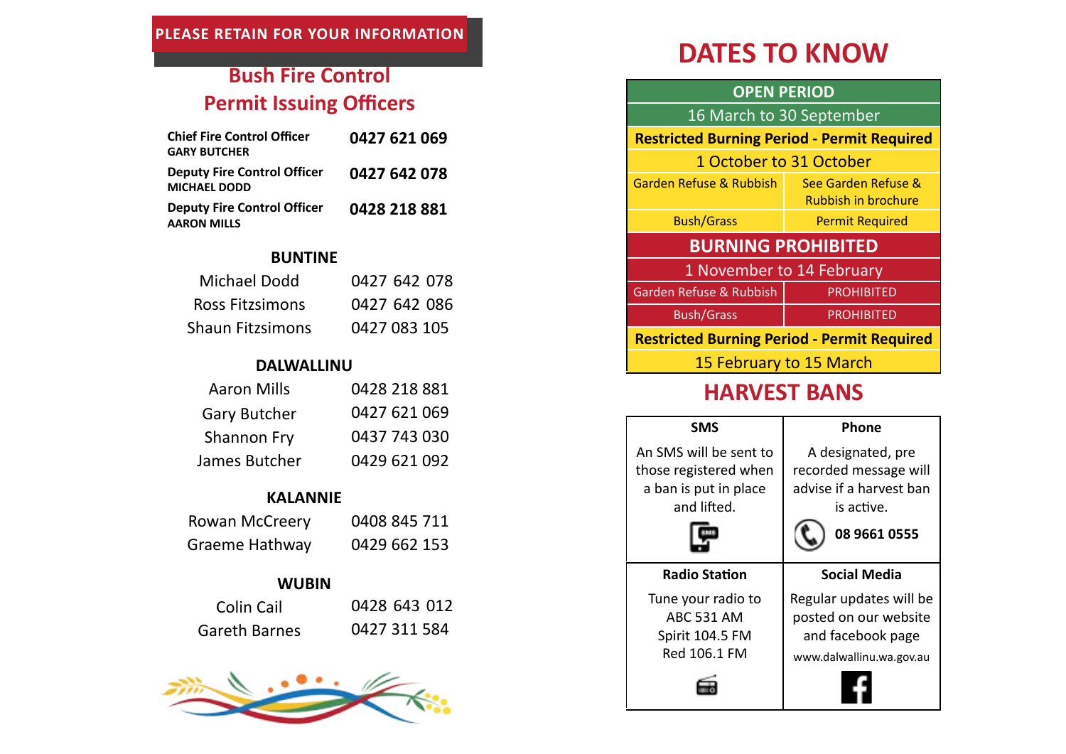**PLEASE RETAIN FOR YOUR INFORMATION**

## Bush Fire Control Permit Issuing Officers

| | |
|---|---|
| **Chief Fire Control Officer** GARY BUTCHER | **0427 621 069** |
| **Deputy Fire Control Officer** MICHAEL DODD | **0427 642 078** |
| **Deputy Fire Control Officer** AARON MILLS | **0428 218 881** |

### BUNTINE

| | |
|---|---|
| Michael Dodd | 0427 642 078 |
| Ross Fitzsimons | 0427 642 086 |
| Shaun Fitzsimons | 0427 083 105 |

### DALWALLINU

| | |
|---|---|
| Aaron Mills | 0428 218 881 |
| Gary Butcher | 0427 621 069 |
| Shannon Fry | 0437 743 030 |
| James Butcher | 0429 621 092 |

### KALANNIE

| | |
|---|---|
| Rowan McCreery | 0408 845 711 |
| Graeme Hathway | 0429 662 153 |

### WUBIN

| | |
|---|---|
| Colin Cail | 0428 643 012 |
| Gareth Barnes | 0427 311 584 |

## DATES TO KNOW

| | |
|---|---|
| **OPEN PERIOD** | |
| 16 March to 30 September | |
| **Restricted Burning Period - Permit Required** | |
| 1 October to 31 October | |
| Garden Refuse & Rubbish | See Garden Refuse & Rubbish in brochure |
| Bush/Grass | Permit Required |
| **BURNING PROHIBITED** | |
| 1 November to 14 February | |
| Garden Refuse & Rubbish | PROHIBITED |
| Bush/Grass | PROHIBITED |
| **Restricted Burning Period - Permit Required** | |
| 15 February to 15 March | |

## HARVEST BANS

| **SMS** | **Phone** |
|---|---|
| An SMS will be sent to those registered when a ban is put in place and lifted. | A designated, pre recorded message will advise if a harvest ban is active. **08 9661 0555** |
| **Radio Station** | **Social Media** |
| Tune your radio to ABC 531 AM Spirit 104.5 FM Red 106.1 FM | Regular updates will be posted on our website and facebook page www.dalwallinu.wa.gov.au |